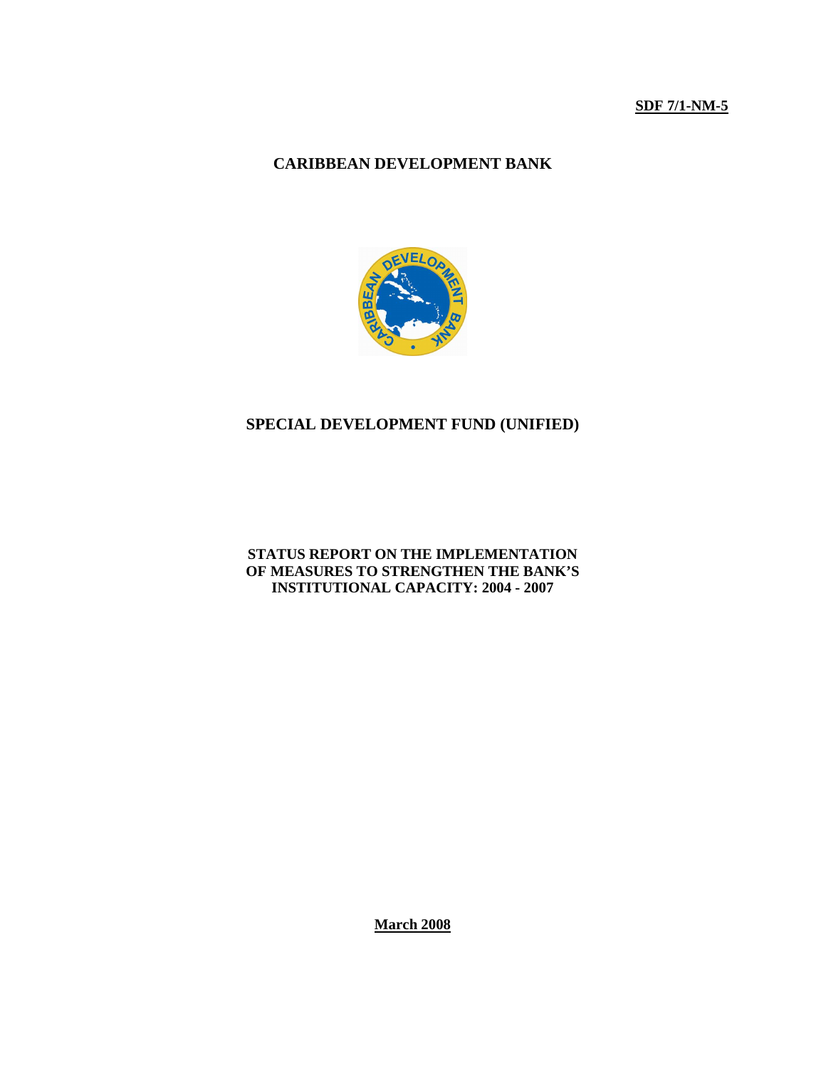**SDF 7/1-NM-5**

# CARIBBEAN DEVELOPMENT BANK

## SPECIAL DEVELOPMENT FUND (UNIFIED)

### STATUS REPORT ON THE IMPLEMENTATION OF MEASURES TO STRENGTHEN THE BANK'S INSTITUTIONAL CAPACITY: 2004 - 2007

**March 2008**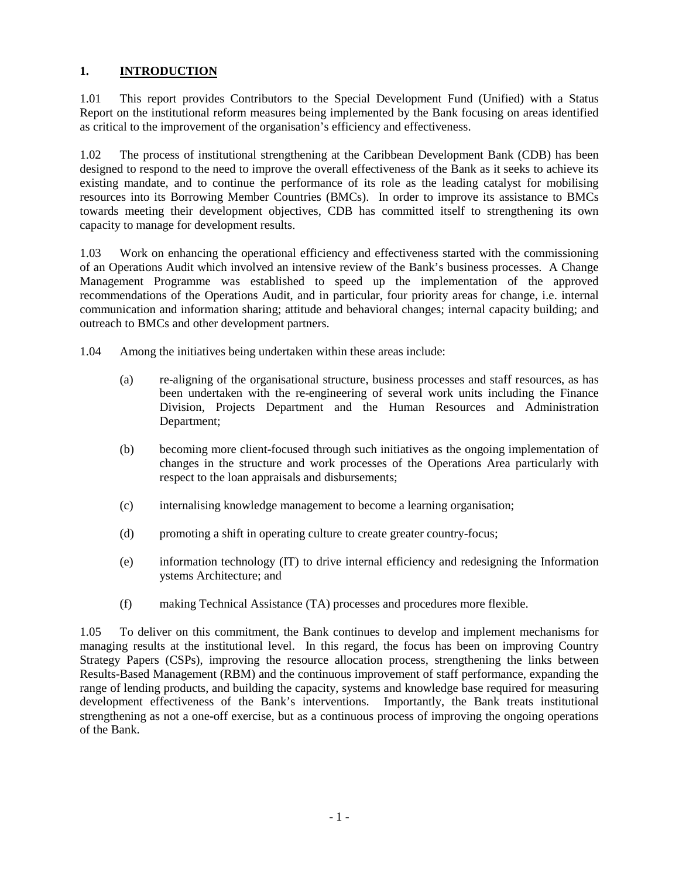## 1. INTRODUCTION

1.01 This report provides Contributors to the Special Development Fund (Unified) with a Status Report on the institutional reform measures being implemented by the Bank focusing on areas identified as critical to the improvement of the organisation's efficiency and effectiveness.

1.02 The process of institutional strengthening at the Caribbean Development Bank (CDB) has been designed to respond to the need to improve the overall effectiveness of the Bank as it seeks to achieve its existing mandate, and to continue the performance of its role as the leading catalyst for mobilising resources into its Borrowing Member Countries (BMCs). In order to improve its assistance to BMCs towards meeting their development objectives, CDB has committed itself to strengthening its own capacity to manage for development results.

1.03 Work on enhancing the operational efficiency and effectiveness started with the commissioning of an Operations Audit which involved an intensive review of the Bank's business processes. A Change Management Programme was established to speed up the implementation of the approved recommendations of the Operations Audit, and in particular, four priority areas for change, i.e. internal communication and information sharing; attitude and behavioral changes; internal capacity building; and outreach to BMCs and other development partners.

1.04 Among the initiatives being undertaken within these areas include:

(a) re-aligning of the organisational structure, business processes and staff resources, as has been undertaken with the re-engineering of several work units including the Finance Division, Projects Department and the Human Resources and Administration Department;

(b) becoming more client-focused through such initiatives as the ongoing implementation of changes in the structure and work processes of the Operations Area particularly with respect to the loan appraisals and disbursements;

(c) internalising knowledge management to become a learning organisation;

(d) promoting a shift in operating culture to create greater country-focus;

(e) information technology (IT) to drive internal efficiency and redesigning the Information ystems Architecture; and

(f) making Technical Assistance (TA) processes and procedures more flexible.

1.05 To deliver on this commitment, the Bank continues to develop and implement mechanisms for managing results at the institutional level. In this regard, the focus has been on improving Country Strategy Papers (CSPs), improving the resource allocation process, strengthening the links between Results-Based Management (RBM) and the continuous improvement of staff performance, expanding the range of lending products, and building the capacity, systems and knowledge base required for measuring development effectiveness of the Bank's interventions. Importantly, the Bank treats institutional strengthening as not a one-off exercise, but as a continuous process of improving the ongoing operations of the Bank.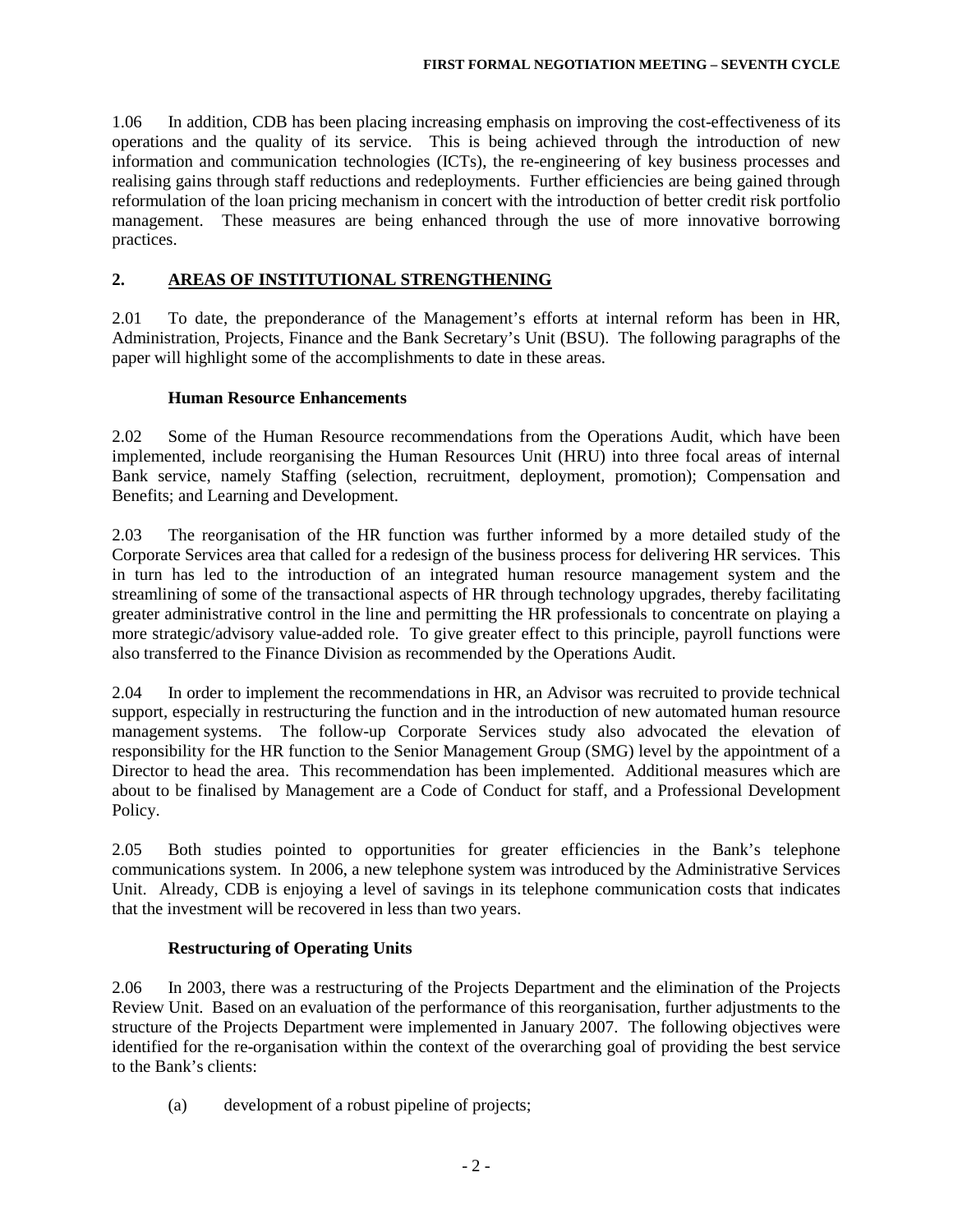1.06 In addition, CDB has been placing increasing emphasis on improving the cost-effectiveness of its operations and the quality of its service. This is being achieved through the introduction of new information and communication technologies (ICTs), the re-engineering of key business processes and realising gains through staff reductions and redeployments. Further efficiencies are being gained through reformulation of the loan pricing mechanism in concert with the introduction of better credit risk portfolio management. These measures are being enhanced through the use of more innovative borrowing practices.

## 2. AREAS OF INSTITUTIONAL STRENGTHENING

2.01 To date, the preponderance of the Management's efforts at internal reform has been in HR, Administration, Projects, Finance and the Bank Secretary's Unit (BSU). The following paragraphs of the paper will highlight some of the accomplishments to date in these areas.

### Human Resource Enhancements

2.02 Some of the Human Resource recommendations from the Operations Audit, which have been implemented, include reorganising the Human Resources Unit (HRU) into three focal areas of internal Bank service, namely Staffing (selection, recruitment, deployment, promotion); Compensation and Benefits; and Learning and Development.

2.03 The reorganisation of the HR function was further informed by a more detailed study of the Corporate Services area that called for a redesign of the business process for delivering HR services. This in turn has led to the introduction of an integrated human resource management system and the streamlining of some of the transactional aspects of HR through technology upgrades, thereby facilitating greater administrative control in the line and permitting the HR professionals to concentrate on playing a more strategic/advisory value-added role. To give greater effect to this principle, payroll functions were also transferred to the Finance Division as recommended by the Operations Audit.

2.04 In order to implement the recommendations in HR, an Advisor was recruited to provide technical support, especially in restructuring the function and in the introduction of new automated human resource management systems. The follow-up Corporate Services study also advocated the elevation of responsibility for the HR function to the Senior Management Group (SMG) level by the appointment of a Director to head the area. This recommendation has been implemented. Additional measures which are about to be finalised by Management are a Code of Conduct for staff, and a Professional Development Policy.

2.05 Both studies pointed to opportunities for greater efficiencies in the Bank's telephone communications system. In 2006, a new telephone system was introduced by the Administrative Services Unit. Already, CDB is enjoying a level of savings in its telephone communication costs that indicates that the investment will be recovered in less than two years.

### Restructuring of Operating Units

2.06 In 2003, there was a restructuring of the Projects Department and the elimination of the Projects Review Unit. Based on an evaluation of the performance of this reorganisation, further adjustments to the structure of the Projects Department were implemented in January 2007. The following objectives were identified for the re-organisation within the context of the overarching goal of providing the best service to the Bank's clients:

(a) development of a robust pipeline of projects;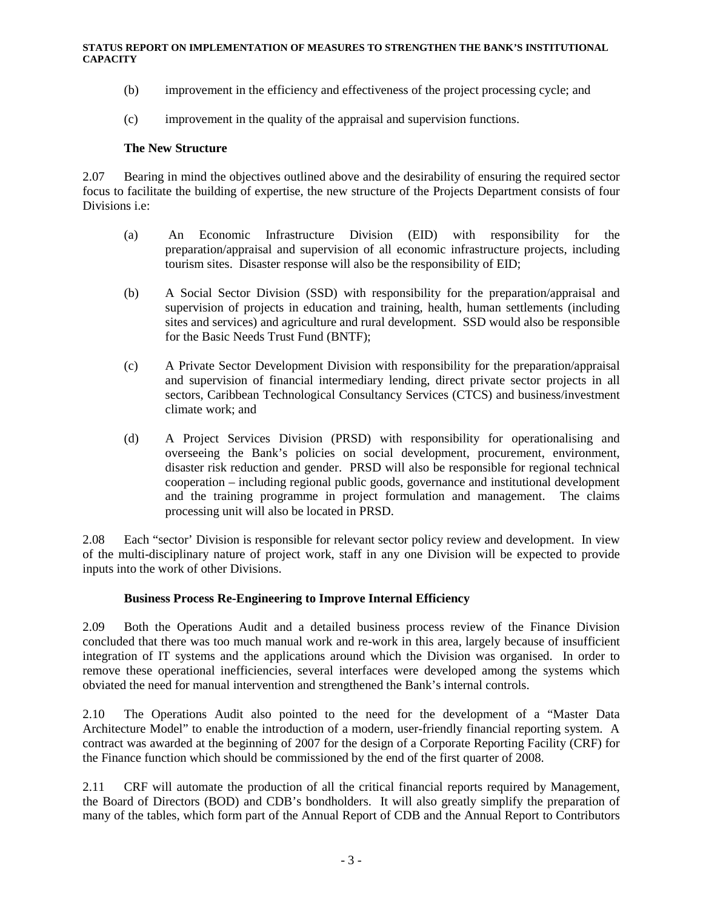(b) improvement in the efficiency and effectiveness of the project processing cycle; and

(c) improvement in the quality of the appraisal and supervision functions.

**The New Structure**

2.07 Bearing in mind the objectives outlined above and the desirability of ensuring the required sector focus to facilitate the building of expertise, the new structure of the Projects Department consists of four Divisions i.e:

(a) An Economic Infrastructure Division (EID) with responsibility for the preparation/appraisal and supervision of all economic infrastructure projects, including tourism sites. Disaster response will also be the responsibility of EID;

(b) A Social Sector Division (SSD) with responsibility for the preparation/appraisal and supervision of projects in education and training, health, human settlements (including sites and services) and agriculture and rural development. SSD would also be responsible for the Basic Needs Trust Fund (BNTF);

(c) A Private Sector Development Division with responsibility for the preparation/appraisal and supervision of financial intermediary lending, direct private sector projects in all sectors, Caribbean Technological Consultancy Services (CTCS) and business/investment climate work; and

(d) A Project Services Division (PRSD) with responsibility for operationalising and overseeing the Bank's policies on social development, procurement, environment, disaster risk reduction and gender. PRSD will also be responsible for regional technical cooperation – including regional public goods, governance and institutional development and the training programme in project formulation and management. The claims processing unit will also be located in PRSD.

2.08 Each "sector' Division is responsible for relevant sector policy review and development. In view of the multi-disciplinary nature of project work, staff in any one Division will be expected to provide inputs into the work of other Divisions.

**Business Process Re-Engineering to Improve Internal Efficiency**

2.09 Both the Operations Audit and a detailed business process review of the Finance Division concluded that there was too much manual work and re-work in this area, largely because of insufficient integration of IT systems and the applications around which the Division was organised. In order to remove these operational inefficiencies, several interfaces were developed among the systems which obviated the need for manual intervention and strengthened the Bank's internal controls.

2.10 The Operations Audit also pointed to the need for the development of a "Master Data Architecture Model" to enable the introduction of a modern, user-friendly financial reporting system. A contract was awarded at the beginning of 2007 for the design of a Corporate Reporting Facility (CRF) for the Finance function which should be commissioned by the end of the first quarter of 2008.

2.11 CRF will automate the production of all the critical financial reports required by Management, the Board of Directors (BOD) and CDB's bondholders. It will also greatly simplify the preparation of many of the tables, which form part of the Annual Report of CDB and the Annual Report to Contributors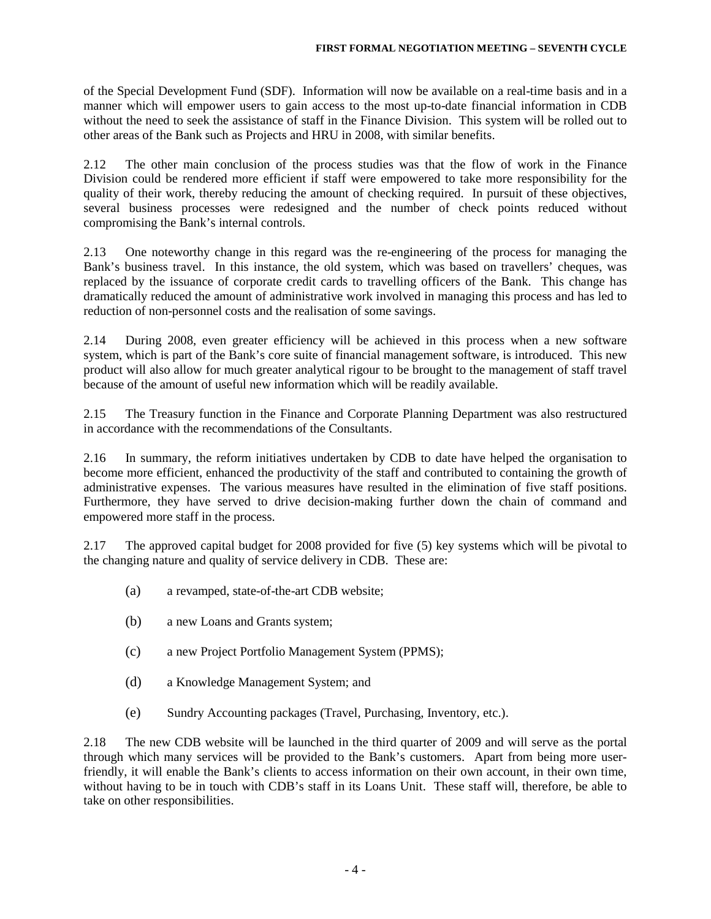of the Special Development Fund (SDF). Information will now be available on a real-time basis and in a manner which will empower users to gain access to the most up-to-date financial information in CDB without the need to seek the assistance of staff in the Finance Division. This system will be rolled out to other areas of the Bank such as Projects and HRU in 2008, with similar benefits.

2.12 The other main conclusion of the process studies was that the flow of work in the Finance Division could be rendered more efficient if staff were empowered to take more responsibility for the quality of their work, thereby reducing the amount of checking required. In pursuit of these objectives, several business processes were redesigned and the number of check points reduced without compromising the Bank's internal controls.

2.13 One noteworthy change in this regard was the re-engineering of the process for managing the Bank's business travel. In this instance, the old system, which was based on travellers' cheques, was replaced by the issuance of corporate credit cards to travelling officers of the Bank. This change has dramatically reduced the amount of administrative work involved in managing this process and has led to reduction of non-personnel costs and the realisation of some savings.

2.14 During 2008, even greater efficiency will be achieved in this process when a new software system, which is part of the Bank's core suite of financial management software, is introduced. This new product will also allow for much greater analytical rigour to be brought to the management of staff travel because of the amount of useful new information which will be readily available.

2.15 The Treasury function in the Finance and Corporate Planning Department was also restructured in accordance with the recommendations of the Consultants.

2.16 In summary, the reform initiatives undertaken by CDB to date have helped the organisation to become more efficient, enhanced the productivity of the staff and contributed to containing the growth of administrative expenses. The various measures have resulted in the elimination of five staff positions. Furthermore, they have served to drive decision-making further down the chain of command and empowered more staff in the process.

2.17 The approved capital budget for 2008 provided for five (5) key systems which will be pivotal to the changing nature and quality of service delivery in CDB. These are:

(a) a revamped, state-of-the-art CDB website;

(b) a new Loans and Grants system;

(c) a new Project Portfolio Management System (PPMS);

(d) a Knowledge Management System; and

(e) Sundry Accounting packages (Travel, Purchasing, Inventory, etc.).

2.18 The new CDB website will be launched in the third quarter of 2009 and will serve as the portal through which many services will be provided to the Bank's customers. Apart from being more user-friendly, it will enable the Bank's clients to access information on their own account, in their own time, without having to be in touch with CDB's staff in its Loans Unit. These staff will, therefore, be able to take on other responsibilities.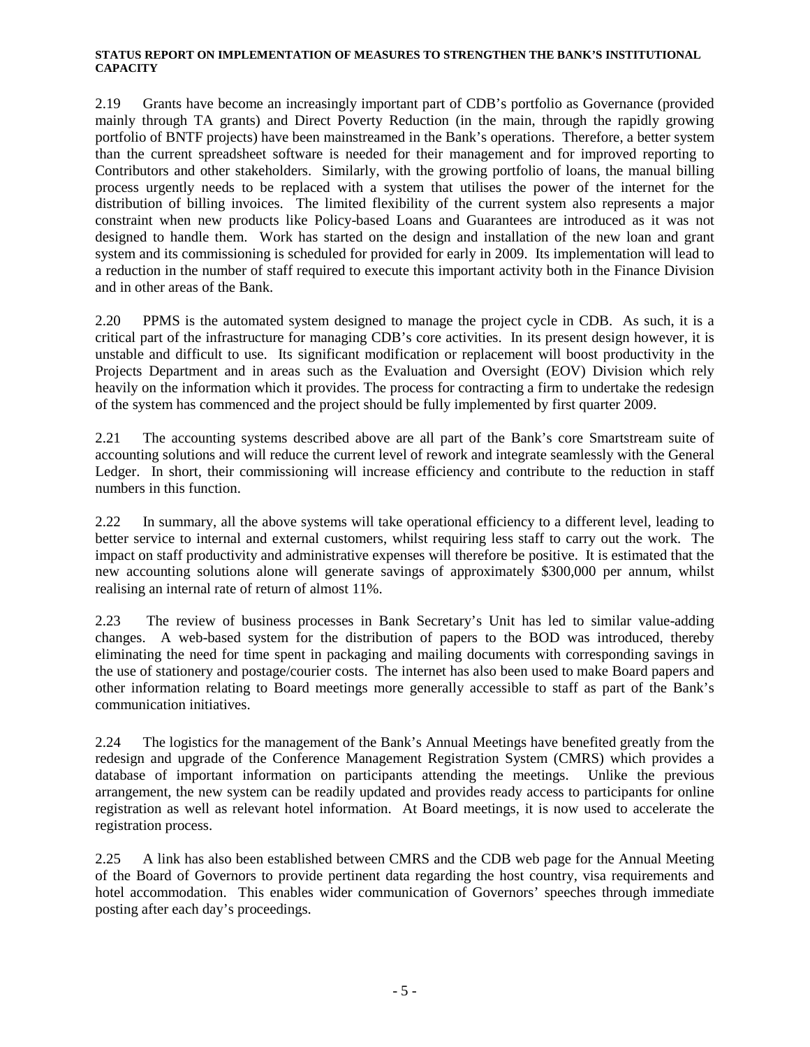2.19 Grants have become an increasingly important part of CDB's portfolio as Governance (provided mainly through TA grants) and Direct Poverty Reduction (in the main, through the rapidly growing portfolio of BNTF projects) have been mainstreamed in the Bank's operations. Therefore, a better system than the current spreadsheet software is needed for their management and for improved reporting to Contributors and other stakeholders. Similarly, with the growing portfolio of loans, the manual billing process urgently needs to be replaced with a system that utilises the power of the internet for the distribution of billing invoices. The limited flexibility of the current system also represents a major constraint when new products like Policy-based Loans and Guarantees are introduced as it was not designed to handle them. Work has started on the design and installation of the new loan and grant system and its commissioning is scheduled for provided for early in 2009. Its implementation will lead to a reduction in the number of staff required to execute this important activity both in the Finance Division and in other areas of the Bank.

2.20 PPMS is the automated system designed to manage the project cycle in CDB. As such, it is a critical part of the infrastructure for managing CDB's core activities. In its present design however, it is unstable and difficult to use. Its significant modification or replacement will boost productivity in the Projects Department and in areas such as the Evaluation and Oversight (EOV) Division which rely heavily on the information which it provides. The process for contracting a firm to undertake the redesign of the system has commenced and the project should be fully implemented by first quarter 2009.

2.21 The accounting systems described above are all part of the Bank's core Smartstream suite of accounting solutions and will reduce the current level of rework and integrate seamlessly with the General Ledger. In short, their commissioning will increase efficiency and contribute to the reduction in staff numbers in this function.

2.22 In summary, all the above systems will take operational efficiency to a different level, leading to better service to internal and external customers, whilst requiring less staff to carry out the work. The impact on staff productivity and administrative expenses will therefore be positive. It is estimated that the new accounting solutions alone will generate savings of approximately $300,000 per annum, whilst realising an internal rate of return of almost 11%.

2.23 The review of business processes in Bank Secretary's Unit has led to similar value-adding changes. A web-based system for the distribution of papers to the BOD was introduced, thereby eliminating the need for time spent in packaging and mailing documents with corresponding savings in the use of stationery and postage/courier costs. The internet has also been used to make Board papers and other information relating to Board meetings more generally accessible to staff as part of the Bank's communication initiatives.

2.24 The logistics for the management of the Bank's Annual Meetings have benefited greatly from the redesign and upgrade of the Conference Management Registration System (CMRS) which provides a database of important information on participants attending the meetings. Unlike the previous arrangement, the new system can be readily updated and provides ready access to participants for online registration as well as relevant hotel information. At Board meetings, it is now used to accelerate the registration process.

2.25 A link has also been established between CMRS and the CDB web page for the Annual Meeting of the Board of Governors to provide pertinent data regarding the host country, visa requirements and hotel accommodation. This enables wider communication of Governors' speeches through immediate posting after each day's proceedings.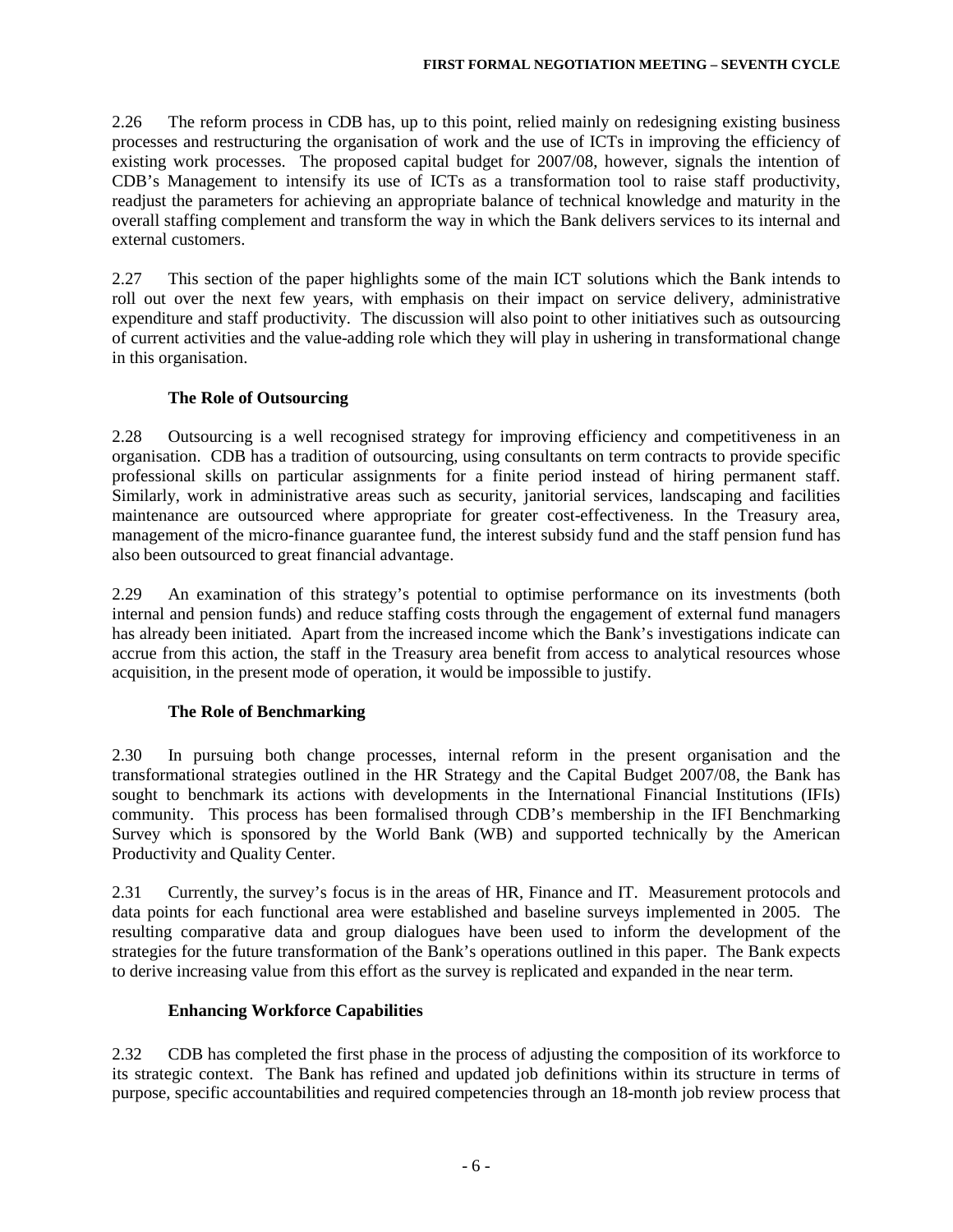2.26 The reform process in CDB has, up to this point, relied mainly on redesigning existing business processes and restructuring the organisation of work and the use of ICTs in improving the efficiency of existing work processes. The proposed capital budget for 2007/08, however, signals the intention of CDB's Management to intensify its use of ICTs as a transformation tool to raise staff productivity, readjust the parameters for achieving an appropriate balance of technical knowledge and maturity in the overall staffing complement and transform the way in which the Bank delivers services to its internal and external customers.

2.27 This section of the paper highlights some of the main ICT solutions which the Bank intends to roll out over the next few years, with emphasis on their impact on service delivery, administrative expenditure and staff productivity. The discussion will also point to other initiatives such as outsourcing of current activities and the value-adding role which they will play in ushering in transformational change in this organisation.

### The Role of Outsourcing

2.28 Outsourcing is a well recognised strategy for improving efficiency and competitiveness in an organisation. CDB has a tradition of outsourcing, using consultants on term contracts to provide specific professional skills on particular assignments for a finite period instead of hiring permanent staff. Similarly, work in administrative areas such as security, janitorial services, landscaping and facilities maintenance are outsourced where appropriate for greater cost-effectiveness. In the Treasury area, management of the micro-finance guarantee fund, the interest subsidy fund and the staff pension fund has also been outsourced to great financial advantage.

2.29 An examination of this strategy's potential to optimise performance on its investments (both internal and pension funds) and reduce staffing costs through the engagement of external fund managers has already been initiated. Apart from the increased income which the Bank's investigations indicate can accrue from this action, the staff in the Treasury area benefit from access to analytical resources whose acquisition, in the present mode of operation, it would be impossible to justify.

### The Role of Benchmarking

2.30 In pursuing both change processes, internal reform in the present organisation and the transformational strategies outlined in the HR Strategy and the Capital Budget 2007/08, the Bank has sought to benchmark its actions with developments in the International Financial Institutions (IFIs) community. This process has been formalised through CDB's membership in the IFI Benchmarking Survey which is sponsored by the World Bank (WB) and supported technically by the American Productivity and Quality Center.

2.31 Currently, the survey's focus is in the areas of HR, Finance and IT. Measurement protocols and data points for each functional area were established and baseline surveys implemented in 2005. The resulting comparative data and group dialogues have been used to inform the development of the strategies for the future transformation of the Bank's operations outlined in this paper. The Bank expects to derive increasing value from this effort as the survey is replicated and expanded in the near term.

### Enhancing Workforce Capabilities

2.32 CDB has completed the first phase in the process of adjusting the composition of its workforce to its strategic context. The Bank has refined and updated job definitions within its structure in terms of purpose, specific accountabilities and required competencies through an 18-month job review process that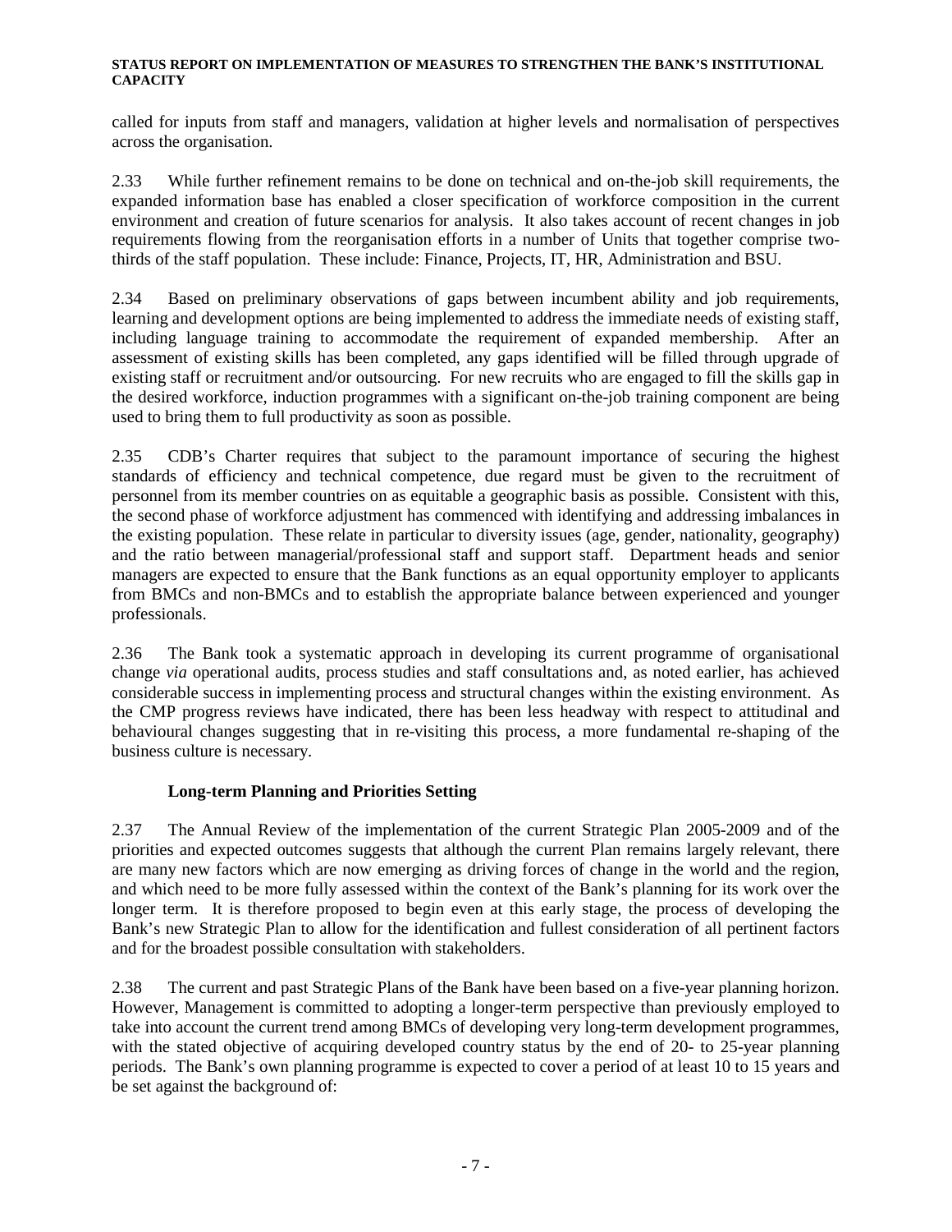called for inputs from staff and managers, validation at higher levels and normalisation of perspectives across the organisation.

2.33 While further refinement remains to be done on technical and on-the-job skill requirements, the expanded information base has enabled a closer specification of workforce composition in the current environment and creation of future scenarios for analysis. It also takes account of recent changes in job requirements flowing from the reorganisation efforts in a number of Units that together comprise two-thirds of the staff population. These include: Finance, Projects, IT, HR, Administration and BSU.

2.34 Based on preliminary observations of gaps between incumbent ability and job requirements, learning and development options are being implemented to address the immediate needs of existing staff, including language training to accommodate the requirement of expanded membership. After an assessment of existing skills has been completed, any gaps identified will be filled through upgrade of existing staff or recruitment and/or outsourcing. For new recruits who are engaged to fill the skills gap in the desired workforce, induction programmes with a significant on-the-job training component are being used to bring them to full productivity as soon as possible.

2.35 CDB's Charter requires that subject to the paramount importance of securing the highest standards of efficiency and technical competence, due regard must be given to the recruitment of personnel from its member countries on as equitable a geographic basis as possible. Consistent with this, the second phase of workforce adjustment has commenced with identifying and addressing imbalances in the existing population. These relate in particular to diversity issues (age, gender, nationality, geography) and the ratio between managerial/professional staff and support staff. Department heads and senior managers are expected to ensure that the Bank functions as an equal opportunity employer to applicants from BMCs and non-BMCs and to establish the appropriate balance between experienced and younger professionals.

2.36 The Bank took a systematic approach in developing its current programme of organisational change *via* operational audits, process studies and staff consultations and, as noted earlier, has achieved considerable success in implementing process and structural changes within the existing environment. As the CMP progress reviews have indicated, there has been less headway with respect to attitudinal and behavioural changes suggesting that in re-visiting this process, a more fundamental re-shaping of the business culture is necessary.

**Long-term Planning and Priorities Setting**

2.37 The Annual Review of the implementation of the current Strategic Plan 2005-2009 and of the priorities and expected outcomes suggests that although the current Plan remains largely relevant, there are many new factors which are now emerging as driving forces of change in the world and the region, and which need to be more fully assessed within the context of the Bank's planning for its work over the longer term. It is therefore proposed to begin even at this early stage, the process of developing the Bank's new Strategic Plan to allow for the identification and fullest consideration of all pertinent factors and for the broadest possible consultation with stakeholders.

2.38 The current and past Strategic Plans of the Bank have been based on a five-year planning horizon. However, Management is committed to adopting a longer-term perspective than previously employed to take into account the current trend among BMCs of developing very long-term development programmes, with the stated objective of acquiring developed country status by the end of 20- to 25-year planning periods. The Bank's own planning programme is expected to cover a period of at least 10 to 15 years and be set against the background of: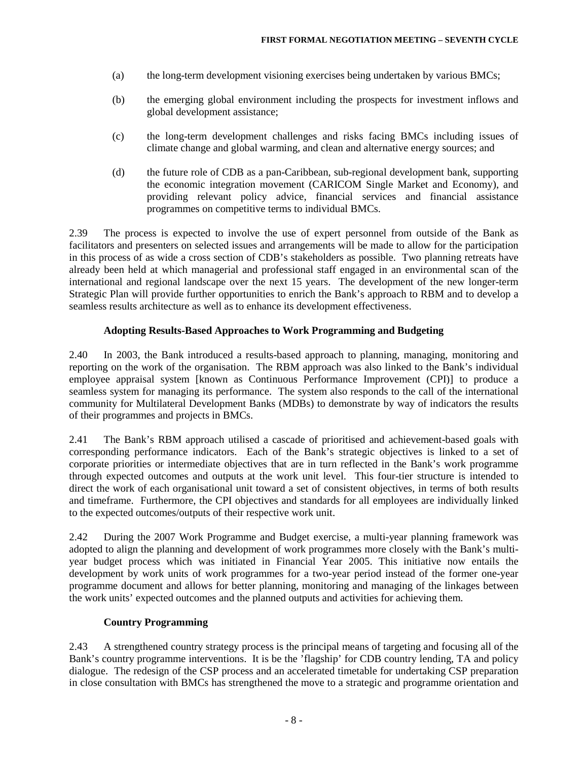(a) the long-term development visioning exercises being undertaken by various BMCs;

(b) the emerging global environment including the prospects for investment inflows and global development assistance;

(c) the long-term development challenges and risks facing BMCs including issues of climate change and global warming, and clean and alternative energy sources; and

(d) the future role of CDB as a pan-Caribbean, sub-regional development bank, supporting the economic integration movement (CARICOM Single Market and Economy), and providing relevant policy advice, financial services and financial assistance programmes on competitive terms to individual BMCs.

2.39 The process is expected to involve the use of expert personnel from outside of the Bank as facilitators and presenters on selected issues and arrangements will be made to allow for the participation in this process of as wide a cross section of CDB's stakeholders as possible. Two planning retreats have already been held at which managerial and professional staff engaged in an environmental scan of the international and regional landscape over the next 15 years. The development of the new longer-term Strategic Plan will provide further opportunities to enrich the Bank's approach to RBM and to develop a seamless results architecture as well as to enhance its development effectiveness.

**Adopting Results-Based Approaches to Work Programming and Budgeting**

2.40 In 2003, the Bank introduced a results-based approach to planning, managing, monitoring and reporting on the work of the organisation. The RBM approach was also linked to the Bank's individual employee appraisal system [known as Continuous Performance Improvement (CPI)] to produce a seamless system for managing its performance. The system also responds to the call of the international community for Multilateral Development Banks (MDBs) to demonstrate by way of indicators the results of their programmes and projects in BMCs.

2.41 The Bank's RBM approach utilised a cascade of prioritised and achievement-based goals with corresponding performance indicators. Each of the Bank's strategic objectives is linked to a set of corporate priorities or intermediate objectives that are in turn reflected in the Bank's work programme through expected outcomes and outputs at the work unit level. This four-tier structure is intended to direct the work of each organisational unit toward a set of consistent objectives, in terms of both results and timeframe. Furthermore, the CPI objectives and standards for all employees are individually linked to the expected outcomes/outputs of their respective work unit.

2.42 During the 2007 Work Programme and Budget exercise, a multi-year planning framework was adopted to align the planning and development of work programmes more closely with the Bank's multi-year budget process which was initiated in Financial Year 2005. This initiative now entails the development by work units of work programmes for a two-year period instead of the former one-year programme document and allows for better planning, monitoring and managing of the linkages between the work units' expected outcomes and the planned outputs and activities for achieving them.

**Country Programming**

2.43 A strengthened country strategy process is the principal means of targeting and focusing all of the Bank's country programme interventions. It is be the 'flagship' for CDB country lending, TA and policy dialogue. The redesign of the CSP process and an accelerated timetable for undertaking CSP preparation in close consultation with BMCs has strengthened the move to a strategic and programme orientation and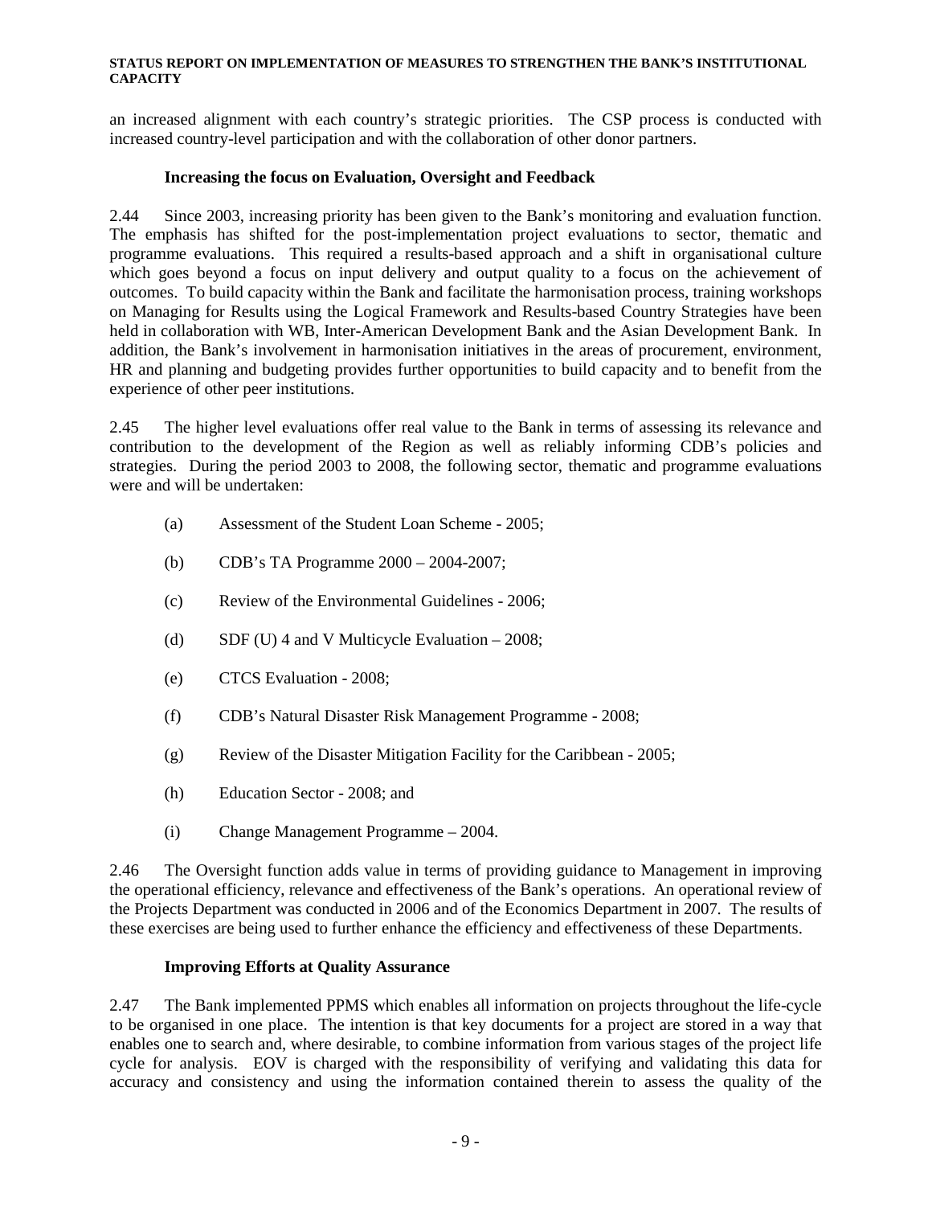an increased alignment with each country's strategic priorities. The CSP process is conducted with increased country-level participation and with the collaboration of other donor partners.

**Increasing the focus on Evaluation, Oversight and Feedback**

2.44 Since 2003, increasing priority has been given to the Bank's monitoring and evaluation function. The emphasis has shifted for the post-implementation project evaluations to sector, thematic and programme evaluations. This required a results-based approach and a shift in organisational culture which goes beyond a focus on input delivery and output quality to a focus on the achievement of outcomes. To build capacity within the Bank and facilitate the harmonisation process, training workshops on Managing for Results using the Logical Framework and Results-based Country Strategies have been held in collaboration with WB, Inter-American Development Bank and the Asian Development Bank. In addition, the Bank's involvement in harmonisation initiatives in the areas of procurement, environment, HR and planning and budgeting provides further opportunities to build capacity and to benefit from the experience of other peer institutions.

2.45 The higher level evaluations offer real value to the Bank in terms of assessing its relevance and contribution to the development of the Region as well as reliably informing CDB's policies and strategies. During the period 2003 to 2008, the following sector, thematic and programme evaluations were and will be undertaken:

(a) Assessment of the Student Loan Scheme - 2005;

(b) CDB's TA Programme 2000 – 2004-2007;

(c) Review of the Environmental Guidelines - 2006;

(d) SDF (U) 4 and V Multicycle Evaluation – 2008;

(e) CTCS Evaluation - 2008;

(f) CDB's Natural Disaster Risk Management Programme - 2008;

(g) Review of the Disaster Mitigation Facility for the Caribbean - 2005;

(h) Education Sector - 2008; and

(i) Change Management Programme – 2004.

2.46 The Oversight function adds value in terms of providing guidance to Management in improving the operational efficiency, relevance and effectiveness of the Bank's operations. An operational review of the Projects Department was conducted in 2006 and of the Economics Department in 2007. The results of these exercises are being used to further enhance the efficiency and effectiveness of these Departments.

**Improving Efforts at Quality Assurance**

2.47 The Bank implemented PPMS which enables all information on projects throughout the life-cycle to be organised in one place. The intention is that key documents for a project are stored in a way that enables one to search and, where desirable, to combine information from various stages of the project life cycle for analysis. EOV is charged with the responsibility of verifying and validating this data for accuracy and consistency and using the information contained therein to assess the quality of the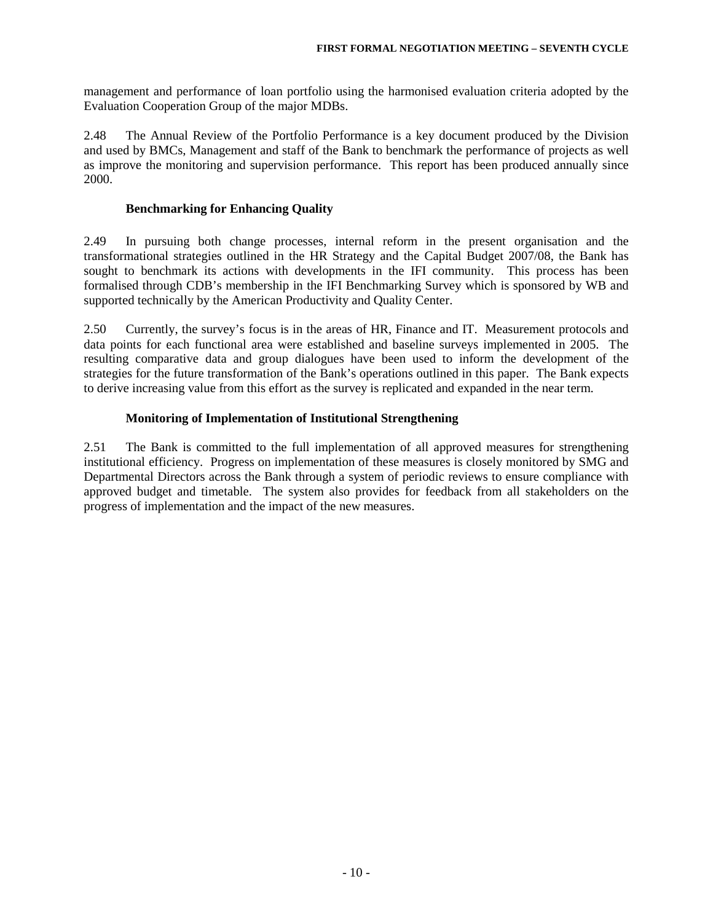management and performance of loan portfolio using the harmonised evaluation criteria adopted by the Evaluation Cooperation Group of the major MDBs.

2.48 The Annual Review of the Portfolio Performance is a key document produced by the Division and used by BMCs, Management and staff of the Bank to benchmark the performance of projects as well as improve the monitoring and supervision performance. This report has been produced annually since 2000.

### Benchmarking for Enhancing Quality

2.49 In pursuing both change processes, internal reform in the present organisation and the transformational strategies outlined in the HR Strategy and the Capital Budget 2007/08, the Bank has sought to benchmark its actions with developments in the IFI community. This process has been formalised through CDB's membership in the IFI Benchmarking Survey which is sponsored by WB and supported technically by the American Productivity and Quality Center.

2.50 Currently, the survey's focus is in the areas of HR, Finance and IT. Measurement protocols and data points for each functional area were established and baseline surveys implemented in 2005. The resulting comparative data and group dialogues have been used to inform the development of the strategies for the future transformation of the Bank's operations outlined in this paper. The Bank expects to derive increasing value from this effort as the survey is replicated and expanded in the near term.

### Monitoring of Implementation of Institutional Strengthening

2.51 The Bank is committed to the full implementation of all approved measures for strengthening institutional efficiency. Progress on implementation of these measures is closely monitored by SMG and Departmental Directors across the Bank through a system of periodic reviews to ensure compliance with approved budget and timetable. The system also provides for feedback from all stakeholders on the progress of implementation and the impact of the new measures.